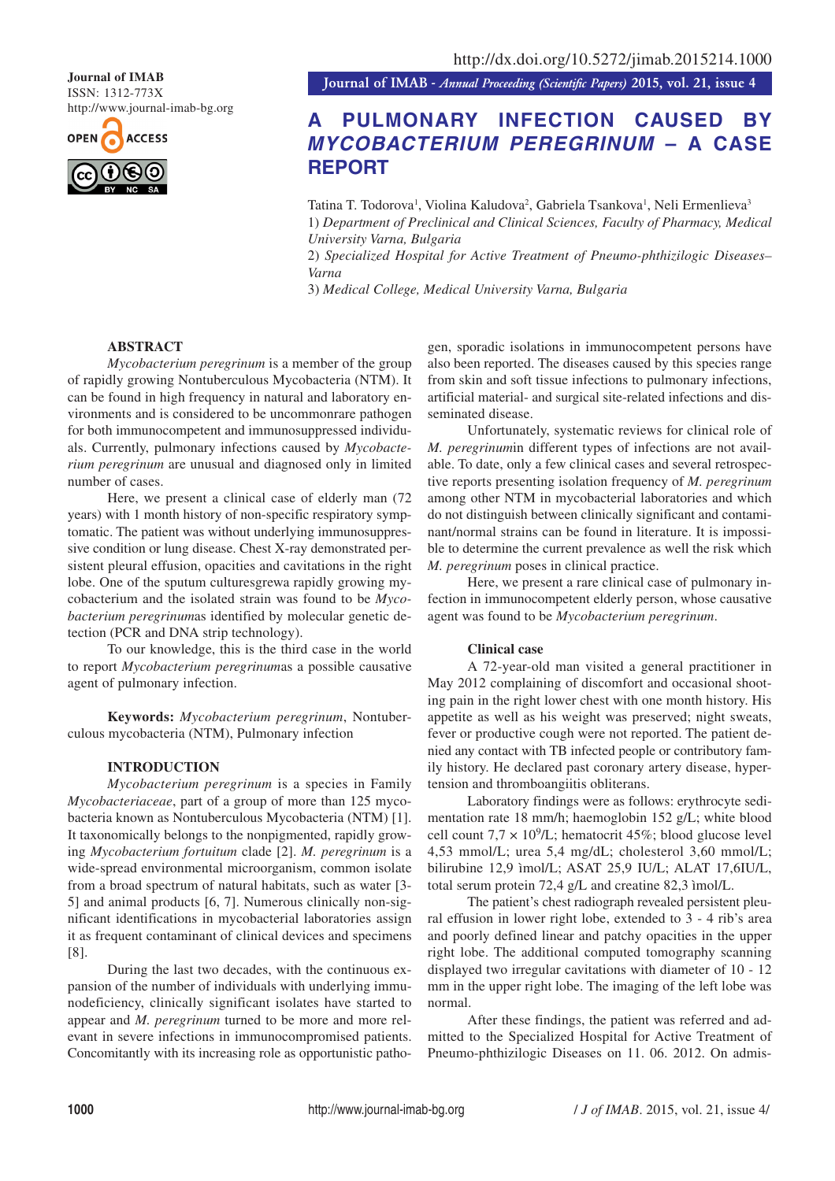Journal of IMAB
ISSN: 1312-773X
http://www.journal-imab-bg.org

http://dx.doi.org/10.5272/jimab.2015214.1000

# A PULMONARY INFECTION CAUSED BY *MYCOBACTERIUM PEREGRINUM* – A CASE REPORT

Tatina T. Todorova[1], Violina Kaludova[2], Gabriela Tsankova[1], Neli Ermenlieva[3]

1) *Department of Preclinical and Clinical Sciences, Faculty of Pharmacy, Medical University Varna, Bulgaria*
2) *Specialized Hospital for Active Treatment of Pneumo-phthizilogic Diseases– Varna*
3) *Medical College, Medical University Varna, Bulgaria*

## ABSTRACT

*Mycobacterium peregrinum* is a member of the group of rapidly growing Nontuberculous Mycobacteria (NTM). It can be found in high frequency in natural and laboratory environments and is considered to be uncommonrare pathogen for both immunocompetent and immunosuppressed individuals. Currently, pulmonary infections caused by *Mycobacterium peregrinum* are unusual and diagnosed only in limited number of cases.

Here, we present a clinical case of elderly man (72 years) with 1 month history of non-specific respiratory symptomatic. The patient was without underlying immunosuppressive condition or lung disease. Chest X-ray demonstrated persistent pleural effusion, opacities and cavitations in the right lobe. One of the sputum culturesgrewa rapidly growing mycobacterium and the isolated strain was found to be *Mycobacterium peregrinum*as identified by molecular genetic detection (PCR and DNA strip technology).

To our knowledge, this is the third case in the world to report *Mycobacterium peregrinum*as a possible causative agent of pulmonary infection.

**Keywords:** *Mycobacterium peregrinum*, Nontuberculous mycobacteria (NTM), Pulmonary infection

## INTRODUCTION

*Mycobacterium peregrinum* is a species in Family *Mycobacteriaceae*, part of a group of more than 125 mycobacteria known as Nontuberculous Mycobacteria (NTM) [1]. It taxonomically belongs to the nonpigmented, rapidly growing *Mycobacterium fortuitum* clade [2]. *M. peregrinum* is a wide-spread environmental microorganism, common isolate from a broad spectrum of natural habitats, such as water [3-5] and animal products [6, 7]. Numerous clinically non-significant identifications in mycobacterial laboratories assign it as frequent contaminant of clinical devices and specimens [8].

During the last two decades, with the continuous expansion of the number of individuals with underlying immunodeficiency, clinically significant isolates have started to appear and *M. peregrinum* turned to be more and more relevant in severe infections in immunocompromised patients. Concomitantly with its increasing role as opportunistic pathogen, sporadic isolations in immunocompetent persons have also been reported. The diseases caused by this species range from skin and soft tissue infections to pulmonary infections, artificial material- and surgical site-related infections and disseminated disease.

Unfortunately, systematic reviews for clinical role of *M. peregrinum*in different types of infections are not available. To date, only a few clinical cases and several retrospective reports presenting isolation frequency of *M. peregrinum* among other NTM in mycobacterial laboratories and which do not distinguish between clinically significant and contaminant/normal strains can be found in literature. It is impossible to determine the current prevalence as well the risk which *M. peregrinum* poses in clinical practice.

Here, we present a rare clinical case of pulmonary infection in immunocompetent elderly person, whose causative agent was found to be *Mycobacterium peregrinum*.

### Clinical case

A 72-year-old man visited a general practitioner in May 2012 complaining of discomfort and occasional shooting pain in the right lower chest with one month history. His appetite as well as his weight was preserved; night sweats, fever or productive cough were not reported. The patient denied any contact with TB infected people or contributory family history. He declared past coronary artery disease, hypertension and thromboangiitis obliterans.

Laboratory findings were as follows: erythrocyte sedimentation rate 18 mm/h; haemoglobin 152 g/L; white blood cell count 7,7 × $10^9$/L; hematocrit 45%; blood glucose level 4,53 mmol/L; urea 5,4 mg/dL; cholesterol 3,60 mmol/L; bilirubine 12,9 ìmol/L; ASAT 25,9 IU/L; ALAT 17,6IU/L, total serum protein 72,4 g/L and creatine 82,3 ìmol/L.

The patient's chest radiograph revealed persistent pleural effusion in lower right lobe, extended to 3 - 4 rib's area and poorly defined linear and patchy opacities in the upper right lobe. The additional computed tomography scanning displayed two irregular cavitations with diameter of 10 - 12 mm in the upper right lobe. The imaging of the left lobe was normal.

After these findings, the patient was referred and admitted to the Specialized Hospital for Active Treatment of Pneumo-phthizilogic Diseases on 11. 06. 2012. On admis-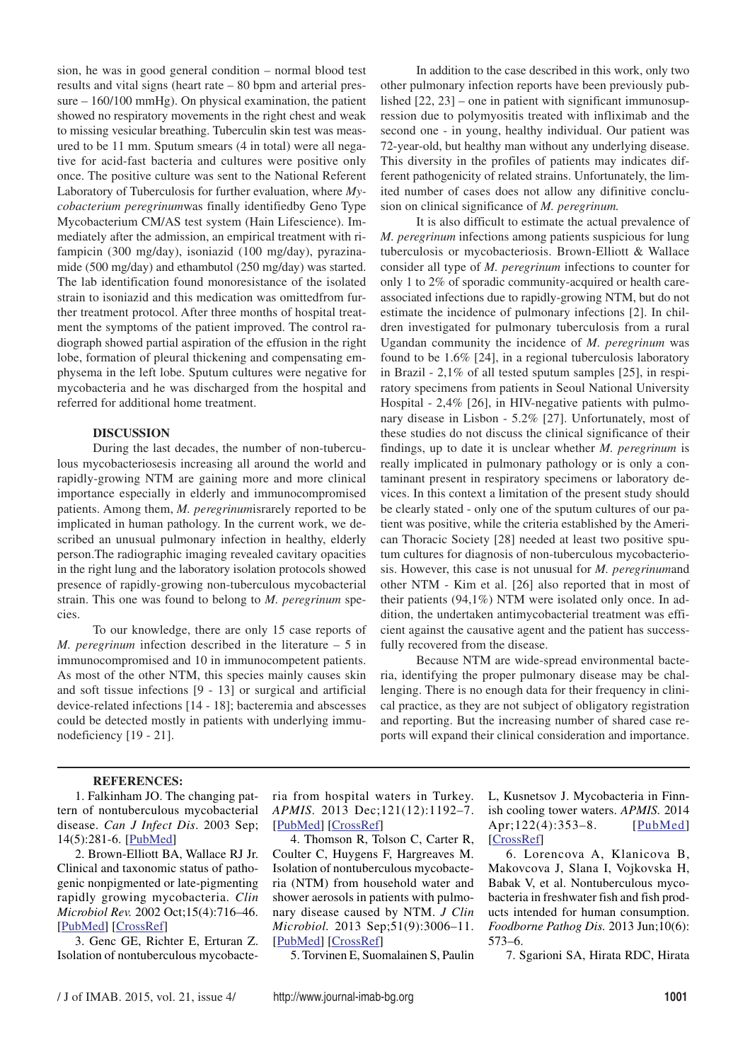sion, he was in good general condition – normal blood test results and vital signs (heart rate – 80 bpm and arterial pressure – 160/100 mmHg). On physical examination, the patient showed no respiratory movements in the right chest and weak to missing vesicular breathing. Tuberculin skin test was measured to be 11 mm. Sputum smears (4 in total) were all negative for acid-fast bacteria and cultures were positive only once. The positive culture was sent to the National Referent Laboratory of Tuberculosis for further evaluation, where *Mycobacterium peregrinum*was finally identifiedby Geno Type Mycobacterium CM/AS test system (Hain Lifescience). Immediately after the admission, an empirical treatment with rifampicin (300 mg/day), isoniazid (100 mg/day), pyrazinamide (500 mg/day) and ethambutol (250 mg/day) was started. The lab identification found monoresistance of the isolated strain to isoniazid and this medication was omittedfrom further treatment protocol. After three months of hospital treatment the symptoms of the patient improved. The control radiograph showed partial aspiration of the effusion in the right lobe, formation of pleural thickening and compensating emphysema in the left lobe. Sputum cultures were negative for mycobacteria and he was discharged from the hospital and referred for additional home treatment.

## DISCUSSION

During the last decades, the number of non-tuberculous mycobacteriosesis increasing all around the world and rapidly-growing NTM are gaining more and more clinical importance especially in elderly and immunocompromised patients. Among them, *M. peregrinum*israrely reported to be implicated in human pathology. In the current work, we described an unusual pulmonary infection in healthy, elderly person.The radiographic imaging revealed cavitary opacities in the right lung and the laboratory isolation protocols showed presence of rapidly-growing non-tuberculous mycobacterial strain. This one was found to belong to *M. peregrinum* species.

To our knowledge, there are only 15 case reports of *M. peregrinum* infection described in the literature – 5 in immunocompromised and 10 in immunocompetent patients. As most of the other NTM, this species mainly causes skin and soft tissue infections [9 - 13] or surgical and artificial device-related infections [14 - 18]; bacteremia and abscesses could be detected mostly in patients with underlying immunodeficiency [19 - 21].

In addition to the case described in this work, only two other pulmonary infection reports have been previously published [22, 23] – one in patient with significant immunosupression due to polymyositis treated with infliximab and the second one - in young, healthy individual. Our patient was 72-year-old, but healthy man without any underlying disease. This diversity in the profiles of patients may indicates different pathogenicity of related strains. Unfortunately, the limited number of cases does not allow any difinitive conclusion on clinical significance of *M. peregrinum.*

It is also difficult to estimate the actual prevalence of *M. peregrinum* infections among patients suspicious for lung tuberculosis or mycobacteriosis. Brown-Elliott & Wallace consider all type of *M. peregrinum* infections to counter for only 1 to 2% of sporadic community-acquired or health care-associated infections due to rapidly-growing NTM, but do not estimate the incidence of pulmonary infections [2]. In children investigated for pulmonary tuberculosis from a rural Ugandan community the incidence of *M. peregrinum* was found to be 1.6% [24], in a regional tuberculosis laboratory in Brazil - 2,1% of all tested sputum samples [25], in respiratory specimens from patients in Seoul National University Hospital - 2,4% [26], in HIV-negative patients with pulmonary disease in Lisbon - 5.2% [27]. Unfortunately, most of these studies do not discuss the clinical significance of their findings, up to date it is unclear whether *M. peregrinum* is really implicated in pulmonary pathology or is only a contaminant present in respiratory specimens or laboratory devices. In this context a limitation of the present study should be clearly stated - only one of the sputum cultures of our patient was positive, while the criteria established by the American Thoracic Society [28] needed at least two positive sputum cultures for diagnosis of non-tuberculous mycobacteriosis. However, this case is not unusual for *M. peregrinum*and other NTM - Kim et al. [26] also reported that in most of their patients (94,1%) NTM were isolated only once. In addition, the undertaken antimycobacterial treatment was efficient against the causative agent and the patient has successfully recovered from the disease.

Because NTM are wide-spread environmental bacteria, identifying the proper pulmonary disease may be challenging. There is no enough data for their frequency in clinical practice, as they are not subject of obligatory registration and reporting. But the increasing number of shared case reports will expand their clinical consideration and importance.

## REFERENCES:

1. Falkinham JO. The changing pattern of nontuberculous mycobacterial disease. *Can J Infect Dis*. 2003 Sep; 14(5):281-6. [PubMed]
2. Brown-Elliott BA, Wallace RJ Jr. Clinical and taxonomic status of pathogenic nonpigmented or late-pigmenting rapidly growing mycobacteria. *Clin Microbiol Rev.* 2002 Oct;15(4):716–46. [PubMed] [CrossRef]
3. Genc GE, Richter E, Erturan Z. Isolation of nontuberculous mycobacteria from hospital waters in Turkey. *APMIS*. 2013 Dec;121(12):1192–7. [PubMed] [CrossRef]
4. Thomson R, Tolson C, Carter R, Coulter C, Huygens F, Hargreaves M. Isolation of nontuberculous mycobacteria (NTM) from household water and shower aerosols in patients with pulmonary disease caused by NTM. *J Clin Microbiol.* 2013 Sep;51(9):3006–11. [PubMed] [CrossRef]
5. Torvinen E, Suomalainen S, Paulin L, Kusnetsov J. Mycobacteria in Finnish cooling tower waters. *APMIS.* 2014 Apr;122(4):353–8. [PubMed] [CrossRef]
6. Lorencova A, Klanicova B, Makovcova J, Slana I, Vojkovska H, Babak V, et al. Nontuberculous mycobacteria in freshwater fish and fish products intended for human consumption. *Foodborne Pathog Dis.* 2013 Jun;10(6): 573–6.
7. Sgarioni SA, Hirata RDC, Hirata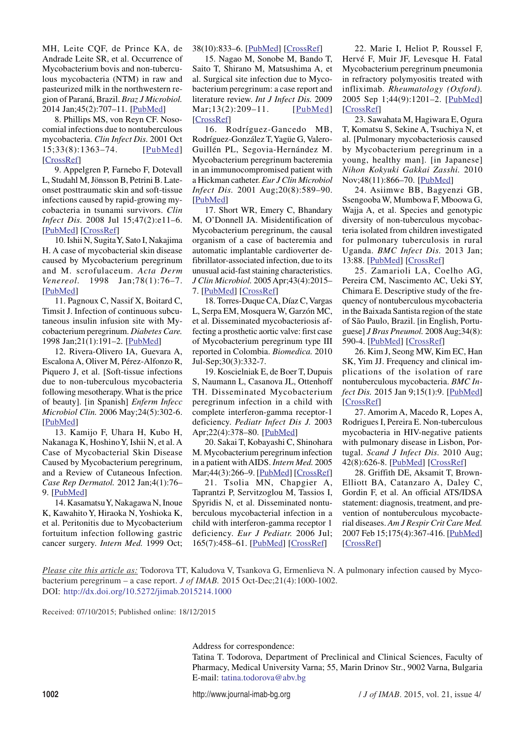MH, Leite CQF, de Prince KA, de Andrade Leite SR, et al. Occurrence of Mycobacterium bovis and non-tuberculous mycobacteria (NTM) in raw and pasteurized milk in the northwestern region of Paraná, Brazil. *Braz J Microbiol.* 2014 Jan;45(2):707–11. [PubMed]

8. Phillips MS, von Reyn CF. Nosocomial infections due to nontuberculous mycobacteria. *Clin Infect Dis.* 2001 Oct 15;33(8):1363–74. [PubMed] [CrossRef]

9. Appelgren P, Farnebo F, Dotevall L, Studahl M, Jönsson B, Petrini B. Late-onset posttraumatic skin and soft-tissue infections caused by rapid-growing mycobacteria in tsunami survivors. *Clin Infect Dis.* 2008 Jul 15;47(2):e11–6. [PubMed] [CrossRef]

10. Ishii N, Sugita Y, Sato I, Nakajima H. A case of mycobacterial skin disease caused by Mycobacterium peregrinum and M. scrofulaceum. *Acta Derm Venereol.* 1998 Jan;78(1):76–7. [PubMed]

11. Pagnoux C, Nassif X, Boitard C, Timsit J. Infection of continuous subcutaneous insulin infusion site with Mycobacterium peregrinum. *Diabetes Care.* 1998 Jan;21(1):191–2. [PubMed]

12. Rivera-Olivero IA, Guevara A, Escalona A, Oliver M, Pérez-Alfonzo R, Piquero J, et al. [Soft-tissue infections due to non-tuberculous mycobacteria following mesotherapy. What is the price of beauty]. [in Spanish] *Enferm Infecc Microbiol Clin.* 2006 May;24(5):302-6. [PubMed]

13. Kamijo F, Uhara H, Kubo H, Nakanaga K, Hoshino Y, Ishii N, et al. A Case of Mycobacterial Skin Disease Caused by Mycobacterium peregrinum, and a Review of Cutaneous Infection. *Case Rep Dermatol.* 2012 Jan;4(1):76–9. [PubMed]

14. Kasamatsu Y, Nakagawa N, Inoue K, Kawahito Y, Hiraoka N, Yoshioka K, et al. Peritonitis due to Mycobacterium fortuitum infection following gastric cancer surgery. *Intern Med.* 1999 Oct; 38(10):833–6. [PubMed] [CrossRef]

15. Nagao M, Sonobe M, Bando T, Saito T, Shirano M, Matsushima A, et al. Surgical site infection due to Mycobacterium peregrinum: a case report and literature review. *Int J Infect Dis.* 2009 Mar;13(2):209–11. [PubMed] [CrossRef]

16. Rodríguez-Gancedo MB, Rodríguez-González T, Yagüe G, Valero-Guillén PL, Segovia-Hernández M. Mycobacterium peregrinum bacteremia in an immunocompromised patient with a Hickman catheter. *Eur J Clin Microbiol Infect Dis.* 2001 Aug;20(8):589–90. [PubMed]

17. Short WR, Emery C, Bhandary M, O'Donnell JA. Misidentification of Mycobacterium peregrinum, the causal organism of a case of bacteremia and automatic implantable cardioverter defibrillator-associated infection, due to its unusual acid-fast staining characteristics. *J Clin Microbiol.* 2005 Apr;43(4):2015–7. [PubMed] [CrossRef]

18. Torres-Duque CA, Díaz C, Vargas L, Serpa EM, Mosquera W, Garzón MC, et al. Disseminated mycobacteriosis affecting a prosthetic aortic valve: first case of Mycobacterium peregrinum type III reported in Colombia. *Biomedica.* 2010 Jul-Sep;30(3):332-7.

19. Koscielniak E, de Boer T, Dupuis S, Naumann L, Casanova JL, Ottenhoff TH. Disseminated Mycobacterium peregrinum infection in a child with complete interferon-gamma receptor-1 deficiency. *Pediatr Infect Dis J.* 2003 Apr;22(4):378–80. [PubMed]

20. Sakai T, Kobayashi C, Shinohara M. Mycobacterium peregrinum infection in a patient with AIDS. *Intern Med.* 2005 Mar;44(3):266–9. [PubMed] [CrossRef]

21. Tsolia MN, Chapgier A, Taprantzi P, Servitzoglou M, Tassios I, Spyridis N, et al. Disseminated nontuberculous mycobacterial infection in a child with interferon-gamma receptor 1 deficiency. *Eur J Pediatr.* 2006 Jul; 165(7):458–61. [PubMed] [CrossRef]

22. Marie I, Heliot P, Roussel F, Hervé F, Muir JF, Levesque H. Fatal Mycobacterium peregrinum pneumonia in refractory polymyositis treated with infliximab. *Rheumatology (Oxford).* 2005 Sep 1;44(9):1201–2. [PubMed] [CrossRef]

23. Sawahata M, Hagiwara E, Ogura T, Komatsu S, Sekine A, Tsuchiya N, et al. [Pulmonary mycobacteriosis caused by Mycobacterium peregrinum in a young, healthy man]. [in Japanese] *Nihon Kokyuki Gakkai Zasshi.* 2010 Nov;48(11):866–70. [PubMed]

24. Asiimwe BB, Bagyenzi GB, Ssengooba W, Mumbowa F, Mboowa G, Wajja A, et al. Species and genotypic diversity of non-tuberculous mycobacteria isolated from children investigated for pulmonary tuberculosis in rural Uganda. *BMC Infect Dis.* 2013 Jan; 13:88. [PubMed] [CrossRef]

25. Zamarioli LA, Coelho AG, Pereira CM, Nascimento AC, Ueki SY, Chimara E. Descriptive study of the frequency of nontuberculous mycobacteria in the Baixada Santista region of the state of São Paulo, Brazil. [in English, Portuguese] *J Bras Pneumol.* 2008 Aug;34(8): 590-4. [PubMed] [CrossRef]

26. Kim J, Seong MW, Kim EC, Han SK, Yim JJ. Frequency and clinical implications of the isolation of rare nontuberculous mycobacteria. *BMC Infect Dis.* 2015 Jan 9;15(1):9. [PubMed] [CrossRef]

27. Amorim A, Macedo R, Lopes A, Rodrigues I, Pereira E. Non-tuberculous mycobacteria in HIV-negative patients with pulmonary disease in Lisbon, Portugal. *Scand J Infect Dis.* 2010 Aug; 42(8):626-8. [PubMed] [CrossRef]

28. Griffith DE, Aksamit T, Brown-Elliott BA, Catanzaro A, Daley C, Gordin F, et al. An official ATS/IDSA statement: diagnosis, treatment, and prevention of nontuberculous mycobacterial diseases. *Am J Respir Crit Care Med.* 2007 Feb 15;175(4):367-416. [PubMed] [CrossRef]

*Please cite this article as:* Todorova TT, Kaludova V, Tsankova G, Ermenlieva N. A pulmonary infection caused by Mycobacterium peregrinum – a case report. *J of IMAB.* 2015 Oct-Dec;21(4):1000-1002.
DOI: http://dx.doi.org/10.5272/jimab.2015214.1000

Received: 07/10/2015; Published online: 18/12/2015

Address for correspondence:
Tatina T. Todorova, Department of Preclinical and Clinical Sciences, Faculty of Pharmacy, Medical University Varna; 55, Marin Drinov Str., 9002 Varna, Bulgaria
E-mail: tatina.todorova@abv.bg